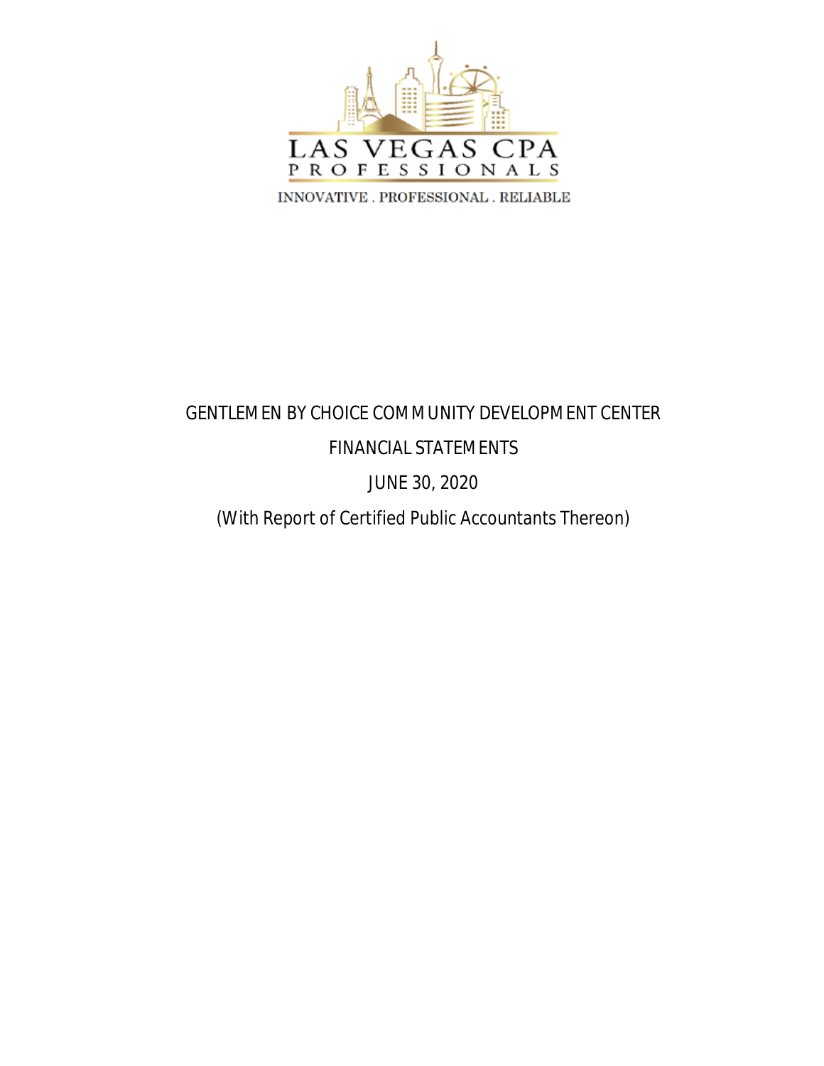LAS VEGAS CPA
PROFESSIONALS

INNOVATIVE . PROFESSIONAL . RELIABLE

# GENTLEMEN BY CHOICE COMMUNITY DEVELOPMENT CENTER

## FINANCIAL STATEMENTS

## JUNE 30, 2020

(With Report of Certified Public Accountants Thereon)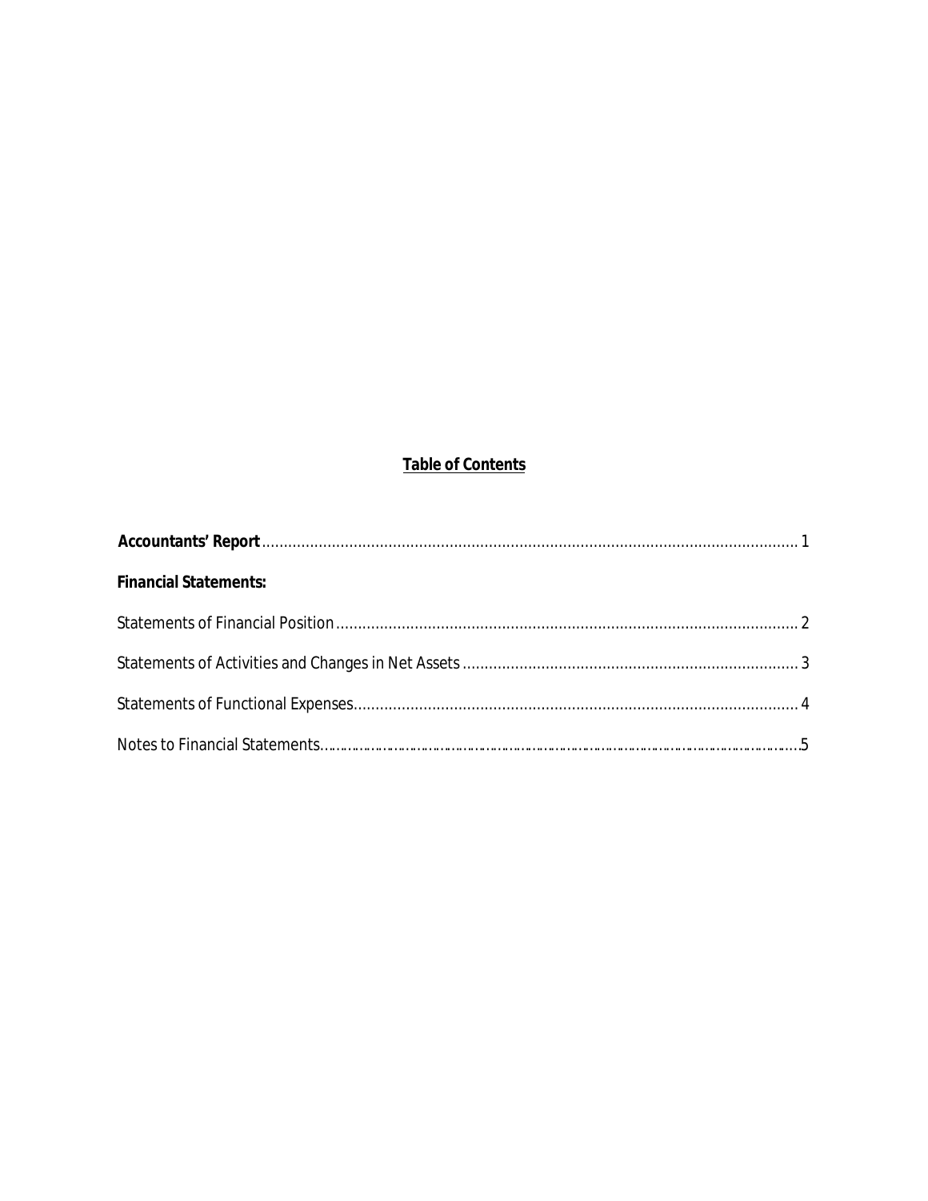# Table of Contents

**Accountants' Report** ........................................................................................................................ 1

**Financial Statements:**

Statements of Financial Position ........................................................................................................ 2

Statements of Activities and Changes in Net Assets ........................................................................... 3

Statements of Functional Expenses..................................................................................................... 4

Notes to Financial Statements............................................................................................................5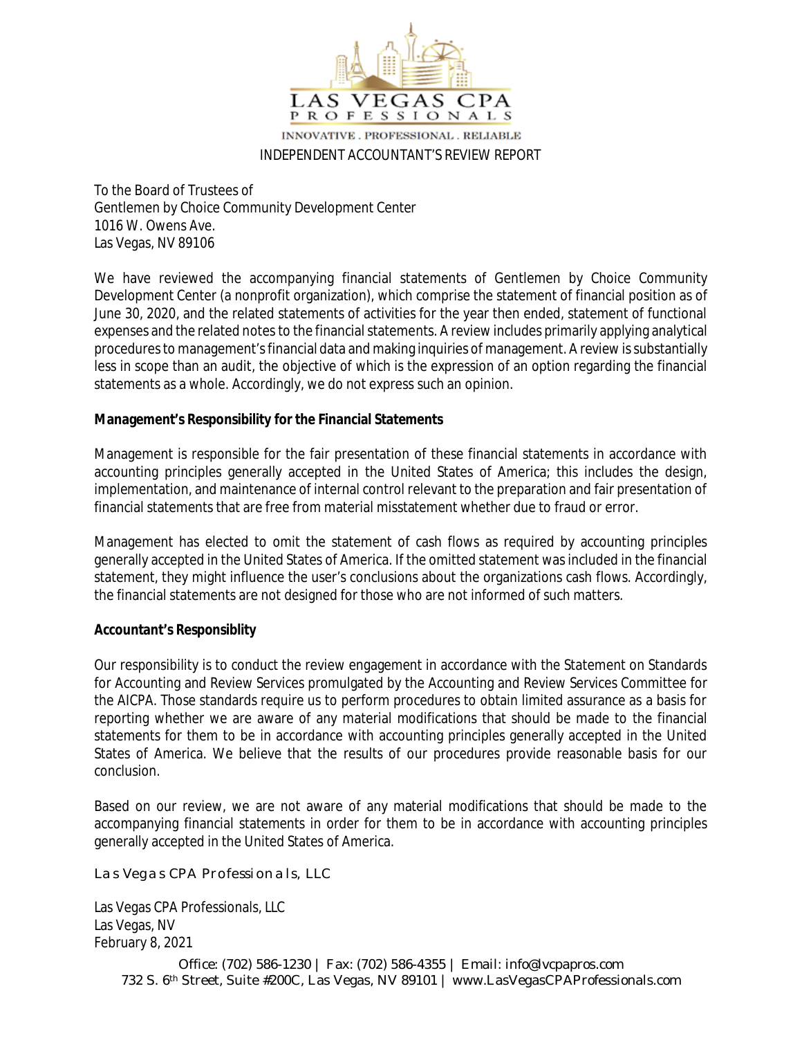LAS VEGAS CPA PROFESSIONALS

INNOVATIVE . PROFESSIONAL . RELIABLE

# INDEPENDENT ACCOUNTANT'S REVIEW REPORT

To the Board of Trustees of
Gentlemen by Choice Community Development Center
1016 W. Owens Ave.
Las Vegas, NV 89106

We have reviewed the accompanying financial statements of Gentlemen by Choice Community Development Center (a nonprofit organization), which comprise the statement of financial position as of June 30, 2020, and the related statements of activities for the year then ended, statement of functional expenses and the related notes to the financial statements. A review includes primarily applying analytical procedures to management's financial data and making inquiries of management. A review is substantially less in scope than an audit, the objective of which is the expression of an option regarding the financial statements as a whole. Accordingly, we do not express such an opinion.

**Management's Responsibility for the Financial Statements**

Management is responsible for the fair presentation of these financial statements in accordance with accounting principles generally accepted in the United States of America; this includes the design, implementation, and maintenance of internal control relevant to the preparation and fair presentation of financial statements that are free from material misstatement whether due to fraud or error.

Management has elected to omit the statement of cash flows as required by accounting principles generally accepted in the United States of America. If the omitted statement was included in the financial statement, they might influence the user's conclusions about the organizations cash flows. Accordingly, the financial statements are not designed for those who are not informed of such matters.

**Accountant's Responsiblity**

Our responsibility is to conduct the review engagement in accordance with the Statement on Standards for Accounting and Review Services promulgated by the Accounting and Review Services Committee for the AICPA. Those standards require us to perform procedures to obtain limited assurance as a basis for reporting whether we are aware of any material modifications that should be made to the financial statements for them to be in accordance with accounting principles generally accepted in the United States of America. We believe that the results of our procedures provide reasonable basis for our conclusion.

Based on our review, we are not aware of any material modifications that should be made to the accompanying financial statements in order for them to be in accordance with accounting principles generally accepted in the United States of America.

*Las Vegas CPA Professionals, LLC*

Las Vegas CPA Professionals, LLC
Las Vegas, NV
February 8, 2021

Office: (702) 586-1230 | Fax: (702) 586-4355 | Email: info@lvcpapros.com
732 S. 6th Street, Suite #200C, Las Vegas, NV 89101 | www.LasVegasCPAProfessionals.com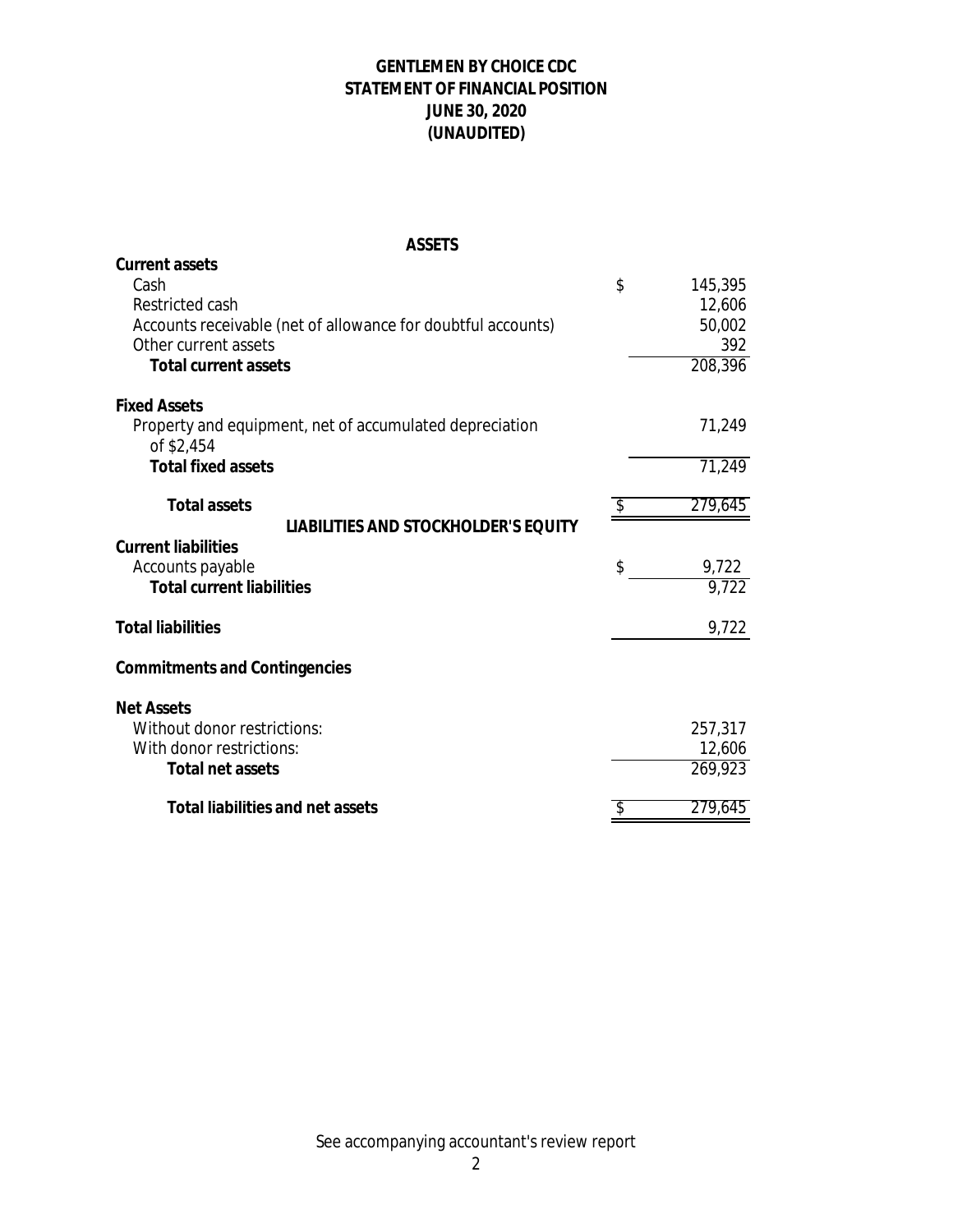# GENTLEMEN BY CHOICE CDC
## STATEMENT OF FINANCIAL POSITION
## JUNE 30, 2020
## (UNAUDITED)

| | |
|---|---|
| **ASSETS** | |
| **Current assets** | |
| Cash | $ 145,395 |
| Restricted cash | 12,606 |
| Accounts receivable (net of allowance for doubtful accounts) | 50,002 |
| Other current assets | 392 |
| **Total current assets** | 208,396 |
| | |
| **Fixed Assets** | |
| Property and equipment, net of accumulated depreciation of $2,454 | 71,249 |
| **Total fixed assets** | 71,249 |
| | |
| **Total assets** | $ 279,645 |
| **LIABILITIES AND STOCKHOLDER'S EQUITY** | |
| **Current liabilities** | |
| Accounts payable | $ 9,722 |
| **Total current liabilities** | 9,722 |
| | |
| **Total liabilities** | 9,722 |
| | |
| **Commitments and Contingencies** | |
| | |
| **Net Assets** | |
| Without donor restrictions: | 257,317 |
| With donor restrictions: | 12,606 |
| **Total net assets** | 269,923 |
| | |
| **Total liabilities and net assets** | $ 279,645 |

See accompanying accountant's review report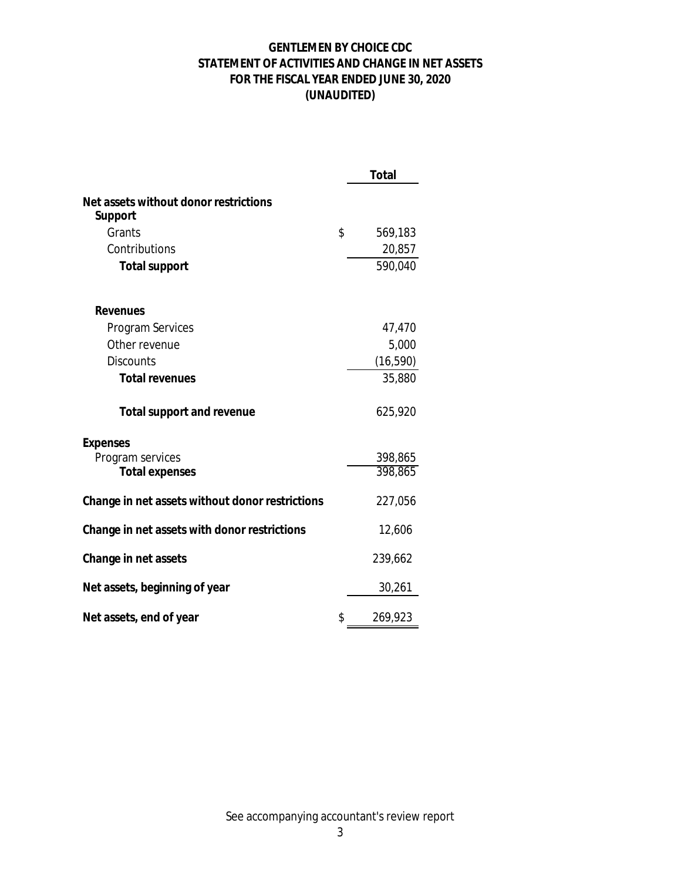# GENTLEMEN BY CHOICE CDC
## STATEMENT OF ACTIVITIES AND CHANGE IN NET ASSETS
## FOR THE FISCAL YEAR ENDED JUNE 30, 2020
## (UNAUDITED)

| | Total |
|---|---|
| **Net assets without donor restrictions** | |
| **Support** | |
| Grants | $ 569,183 |
| Contributions | 20,857 |
| **Total support** | 590,040 |
| | |
| **Revenues** | |
| Program Services | 47,470 |
| Other revenue | 5,000 |
| Discounts | (16,590) |
| **Total revenues** | 35,880 |
| | |
| **Total support and revenue** | 625,920 |
| | |
| **Expenses** | |
| Program services | 398,865 |
| **Total expenses** | 398,865 |
| | |
| **Change in net assets without donor restrictions** | 227,056 |
| | |
| **Change in net assets with donor restrictions** | 12,606 |
| | |
| **Change in net assets** | 239,662 |
| | |
| **Net assets, beginning of year** | 30,261 |
| | |
| **Net assets, end of year** | $ 269,923 |

See accompanying accountant's review report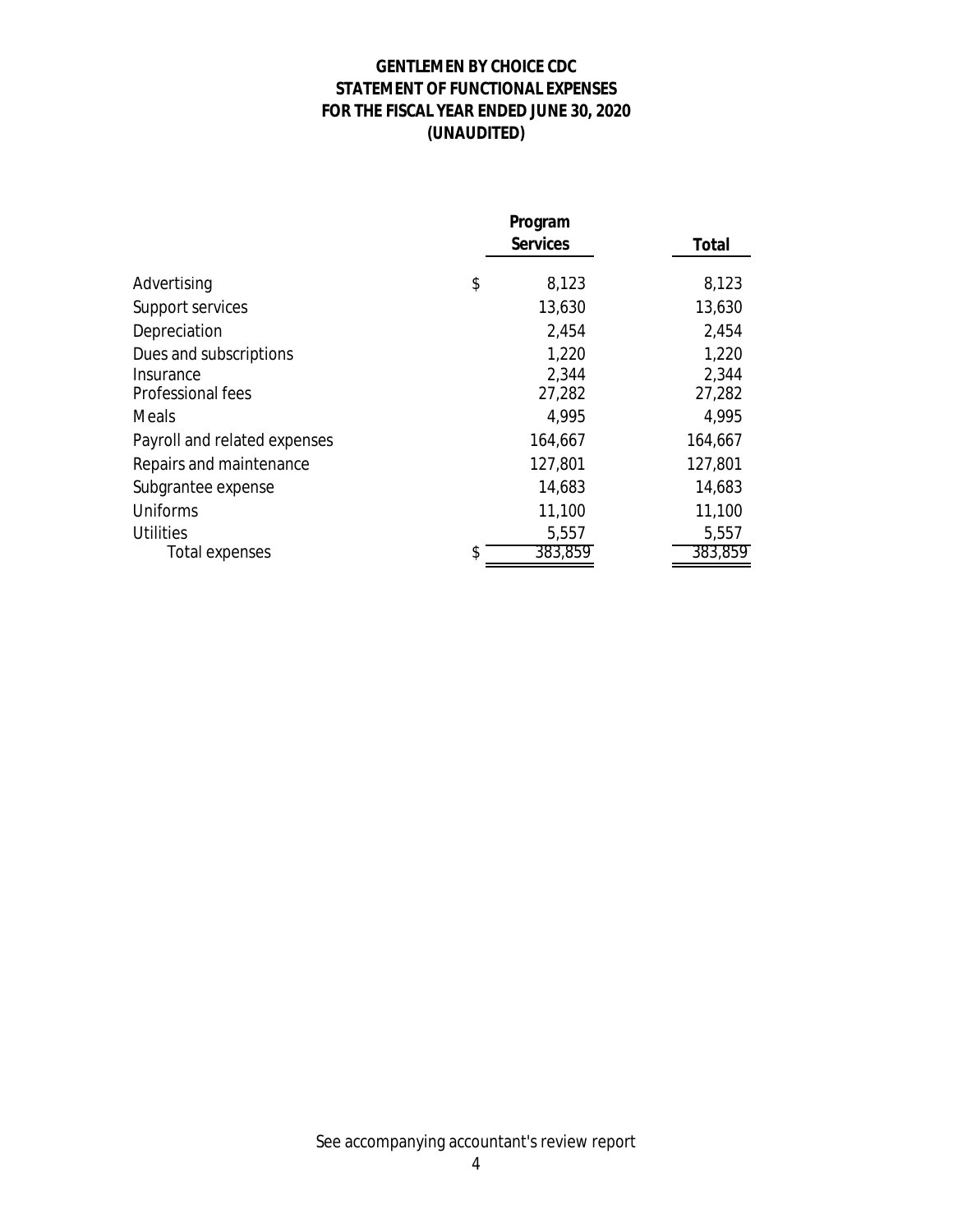# GENTLEMEN BY CHOICE CDC
## STATEMENT OF FUNCTIONAL EXPENSES
### FOR THE FISCAL YEAR ENDED JUNE 30, 2020
### (UNAUDITED)

| | Program Services | Total |
|---|---|---|
| Advertising | $ 8,123 | 8,123 |
| Support services | 13,630 | 13,630 |
| Depreciation | 2,454 | 2,454 |
| Dues and subscriptions | 1,220 | 1,220 |
| Insurance | 2,344 | 2,344 |
| Professional fees | 27,282 | 27,282 |
| Meals | 4,995 | 4,995 |
| Payroll and related expenses | 164,667 | 164,667 |
| Repairs and maintenance | 127,801 | 127,801 |
| Subgrantee expense | 14,683 | 14,683 |
| Uniforms | 11,100 | 11,100 |
| Utilities | 5,557 | 5,557 |
| Total expenses | $ 383,859 | 383,859 |

See accompanying accountant's review report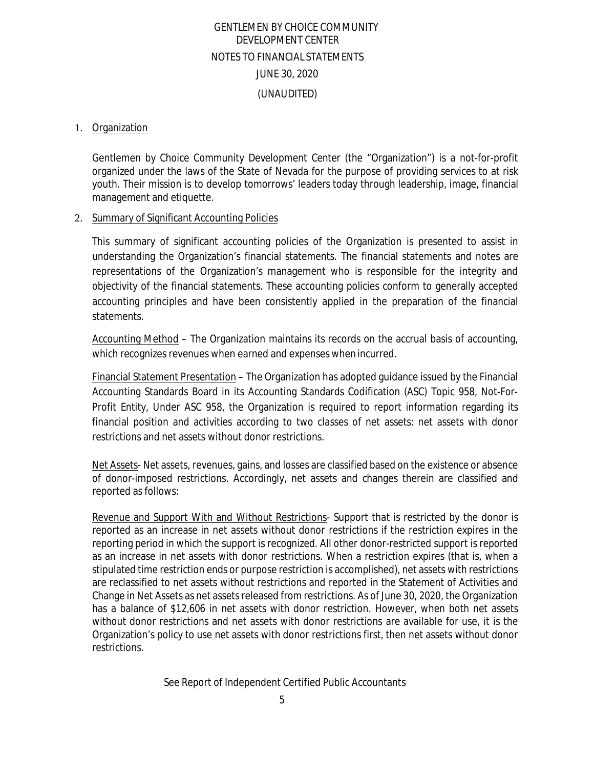# GENTLEMEN BY CHOICE COMMUNITY DEVELOPMENT CENTER

## NOTES TO FINANCIAL STATEMENTS

## JUNE 30, 2020

## (UNAUDITED)

1. Organization

Gentlemen by Choice Community Development Center (the "Organization") is a not-for-profit organized under the laws of the State of Nevada for the purpose of providing services to at risk youth. Their mission is to develop tomorrows' leaders today through leadership, image, financial management and etiquette.

2. Summary of Significant Accounting Policies

This summary of significant accounting policies of the Organization is presented to assist in understanding the Organization's financial statements. The financial statements and notes are representations of the Organization's management who is responsible for the integrity and objectivity of the financial statements. These accounting policies conform to generally accepted accounting principles and have been consistently applied in the preparation of the financial statements.

Accounting Method – The Organization maintains its records on the accrual basis of accounting, which recognizes revenues when earned and expenses when incurred.

Financial Statement Presentation – The Organization has adopted guidance issued by the Financial Accounting Standards Board in its Accounting Standards Codification (ASC) Topic 958, Not-For-Profit Entity, Under ASC 958, the Organization is required to report information regarding its financial position and activities according to two classes of net assets: net assets with donor restrictions and net assets without donor restrictions.

Net Assets- Net assets, revenues, gains, and losses are classified based on the existence or absence of donor-imposed restrictions. Accordingly, net assets and changes therein are classified and reported as follows:

Revenue and Support With and Without Restrictions- Support that is restricted by the donor is reported as an increase in net assets without donor restrictions if the restriction expires in the reporting period in which the support is recognized. All other donor-restricted support is reported as an increase in net assets with donor restrictions. When a restriction expires (that is, when a stipulated time restriction ends or purpose restriction is accomplished), net assets with restrictions are reclassified to net assets without restrictions and reported in the Statement of Activities and Change in Net Assets as net assets released from restrictions. As of June 30, 2020, the Organization has a balance of $12,606 in net assets with donor restriction. However, when both net assets without donor restrictions and net assets with donor restrictions are available for use, it is the Organization's policy to use net assets with donor restrictions first, then net assets without donor restrictions.

See Report of Independent Certified Public Accountants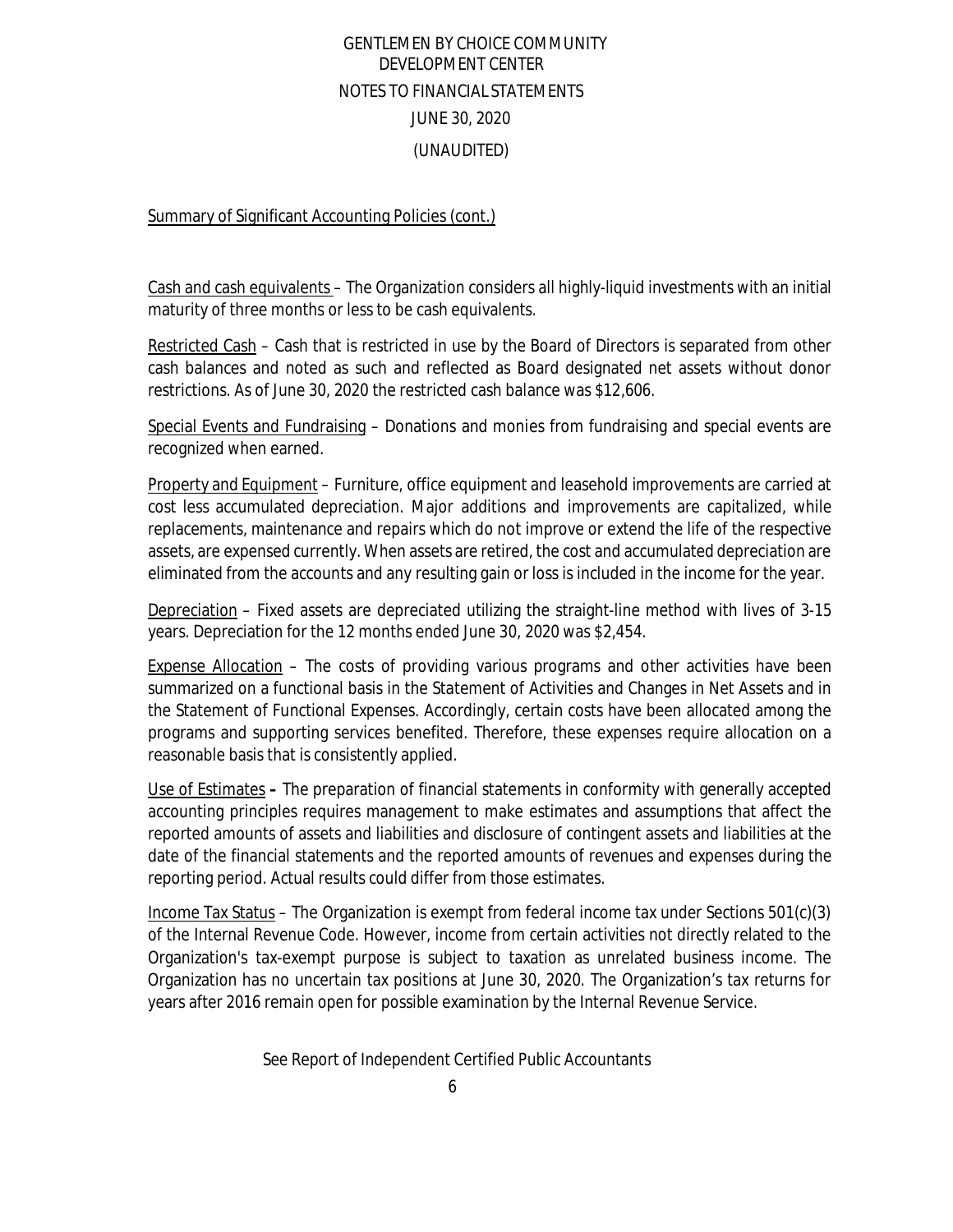# GENTLEMEN BY CHOICE COMMUNITY DEVELOPMENT CENTER

## NOTES TO FINANCIAL STATEMENTS

## JUNE 30, 2020

## (UNAUDITED)

Summary of Significant Accounting Policies (cont.)

Cash and cash equivalents – The Organization considers all highly-liquid investments with an initial maturity of three months or less to be cash equivalents.

Restricted Cash – Cash that is restricted in use by the Board of Directors is separated from other cash balances and noted as such and reflected as Board designated net assets without donor restrictions. As of June 30, 2020 the restricted cash balance was $12,606.

Special Events and Fundraising – Donations and monies from fundraising and special events are recognized when earned.

Property and Equipment – Furniture, office equipment and leasehold improvements are carried at cost less accumulated depreciation. Major additions and improvements are capitalized, while replacements, maintenance and repairs which do not improve or extend the life of the respective assets, are expensed currently. When assets are retired, the cost and accumulated depreciation are eliminated from the accounts and any resulting gain or loss is included in the income for the year.

Depreciation – Fixed assets are depreciated utilizing the straight-line method with lives of 3-15 years. Depreciation for the 12 months ended June 30, 2020 was $2,454.

Expense Allocation – The costs of providing various programs and other activities have been summarized on a functional basis in the Statement of Activities and Changes in Net Assets and in the Statement of Functional Expenses. Accordingly, certain costs have been allocated among the programs and supporting services benefited. Therefore, these expenses require allocation on a reasonable basis that is consistently applied.

Use of Estimates **–** The preparation of financial statements in conformity with generally accepted accounting principles requires management to make estimates and assumptions that affect the reported amounts of assets and liabilities and disclosure of contingent assets and liabilities at the date of the financial statements and the reported amounts of revenues and expenses during the reporting period. Actual results could differ from those estimates.

Income Tax Status – The Organization is exempt from federal income tax under Sections 501(c)(3) of the Internal Revenue Code. However, income from certain activities not directly related to the Organization's tax-exempt purpose is subject to taxation as unrelated business income. The Organization has no uncertain tax positions at June 30, 2020. The Organization's tax returns for years after 2016 remain open for possible examination by the Internal Revenue Service.

See Report of Independent Certified Public Accountants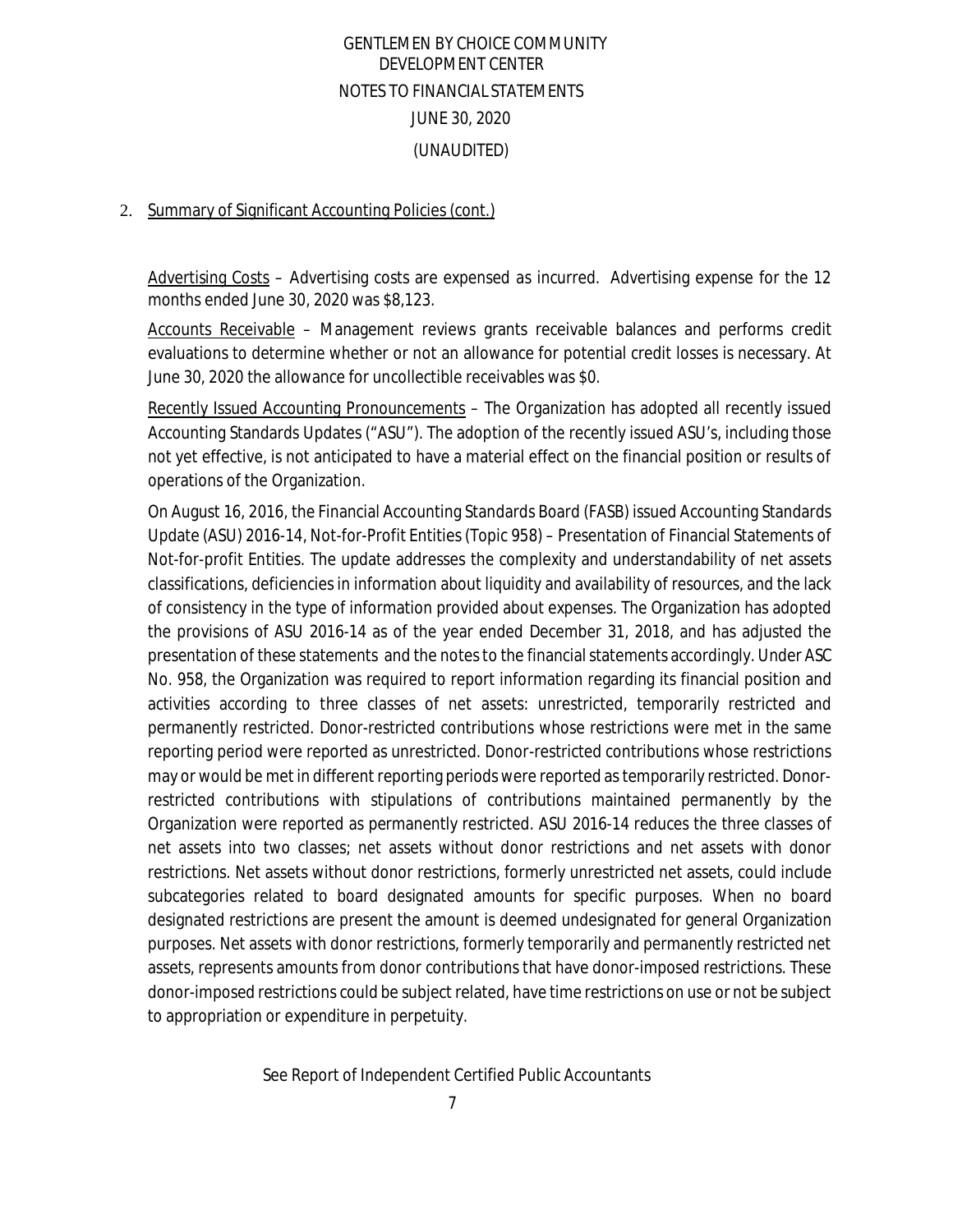# GENTLEMEN BY CHOICE COMMUNITY DEVELOPMENT CENTER

## NOTES TO FINANCIAL STATEMENTS

## JUNE 30, 2020

## (UNAUDITED)

2. Summary of Significant Accounting Policies (cont.)

Advertising Costs – Advertising costs are expensed as incurred. Advertising expense for the 12 months ended June 30, 2020 was $8,123.

Accounts Receivable – Management reviews grants receivable balances and performs credit evaluations to determine whether or not an allowance for potential credit losses is necessary. At June 30, 2020 the allowance for uncollectible receivables was $0.

Recently Issued Accounting Pronouncements – The Organization has adopted all recently issued Accounting Standards Updates ("ASU"). The adoption of the recently issued ASU's, including those not yet effective, is not anticipated to have a material effect on the financial position or results of operations of the Organization.

On August 16, 2016, the Financial Accounting Standards Board (FASB) issued Accounting Standards Update (ASU) 2016-14, Not-for-Profit Entities (Topic 958) – Presentation of Financial Statements of Not-for-profit Entities. The update addresses the complexity and understandability of net assets classifications, deficiencies in information about liquidity and availability of resources, and the lack of consistency in the type of information provided about expenses. The Organization has adopted the provisions of ASU 2016-14 as of the year ended December 31, 2018, and has adjusted the presentation of these statements and the notes to the financial statements accordingly. Under ASC No. 958, the Organization was required to report information regarding its financial position and activities according to three classes of net assets: unrestricted, temporarily restricted and permanently restricted. Donor-restricted contributions whose restrictions were met in the same reporting period were reported as unrestricted. Donor-restricted contributions whose restrictions may or would be met in different reporting periods were reported as temporarily restricted. Donor-restricted contributions with stipulations of contributions maintained permanently by the Organization were reported as permanently restricted. ASU 2016-14 reduces the three classes of net assets into two classes; net assets without donor restrictions and net assets with donor restrictions. Net assets without donor restrictions, formerly unrestricted net assets, could include subcategories related to board designated amounts for specific purposes. When no board designated restrictions are present the amount is deemed undesignated for general Organization purposes. Net assets with donor restrictions, formerly temporarily and permanently restricted net assets, represents amounts from donor contributions that have donor-imposed restrictions. These donor-imposed restrictions could be subject related, have time restrictions on use or not be subject to appropriation or expenditure in perpetuity.

See Report of Independent Certified Public Accountants